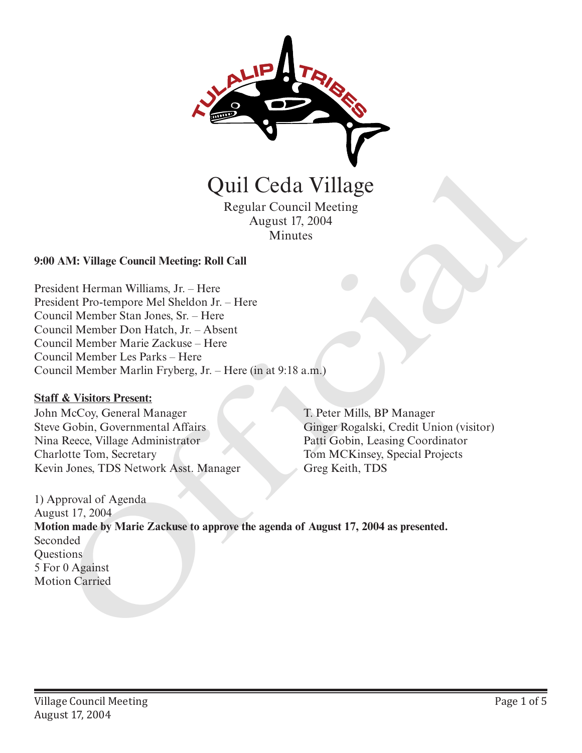# Quil Ceda Village

Regular Council Meeting
August 17, 2004
Minutes

**9:00 AM: Village Council Meeting: Roll Call**

President Herman Williams, Jr. – Here
President Pro-tempore Mel Sheldon Jr. – Here
Council Member Stan Jones, Sr. – Here
Council Member Don Hatch, Jr. – Absent
Council Member Marie Zackuse – Here
Council Member Les Parks – Here
Council Member Marlin Fryberg, Jr. – Here (in at 9:18 a.m.)

**Staff & Visitors Present:**

John McCoy, General Manager
Steve Gobin, Governmental Affairs
Nina Reece, Village Administrator
Charlotte Tom, Secretary
Kevin Jones, TDS Network Asst. Manager
T. Peter Mills, BP Manager
Ginger Rogalski, Credit Union (visitor)
Patti Gobin, Leasing Coordinator
Tom MCKinsey, Special Projects
Greg Keith, TDS

1) Approval of Agenda
August 17, 2004
**Motion made by Marie Zackuse to approve the agenda of August 17, 2004 as presented.**
Seconded
Questions
5 For 0 Against
Motion Carried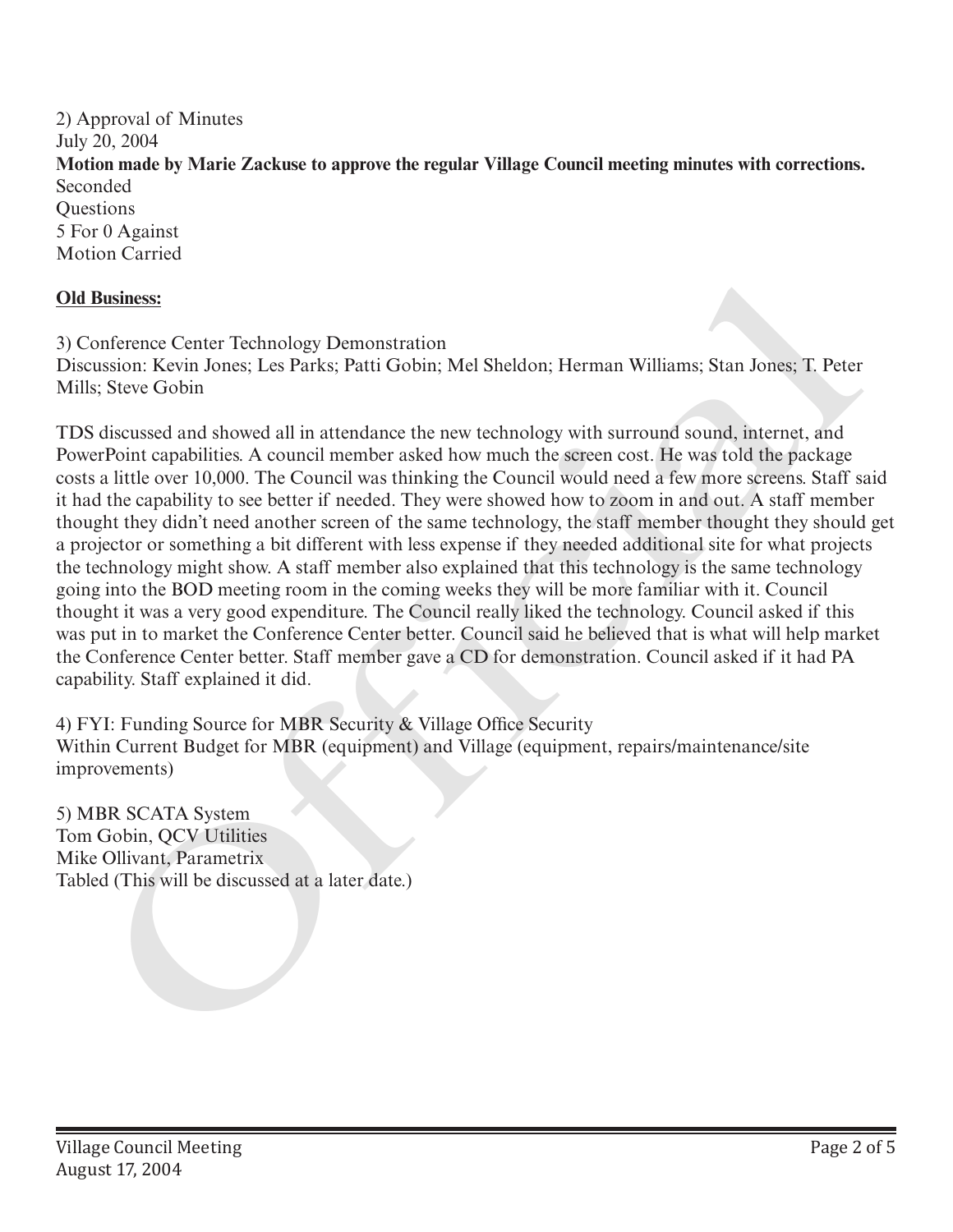2) Approval of Minutes
July 20, 2004
**Motion made by Marie Zackuse to approve the regular Village Council meeting minutes with corrections.**
Seconded
Questions
5 For 0 Against
Motion Carried

**Old Business:**

3) Conference Center Technology Demonstration
Discussion: Kevin Jones; Les Parks; Patti Gobin; Mel Sheldon; Herman Williams; Stan Jones; T. Peter Mills; Steve Gobin

TDS discussed and showed all in attendance the new technology with surround sound, internet, and PowerPoint capabilities. A council member asked how much the screen cost. He was told the package costs a little over 10,000. The Council was thinking the Council would need a few more screens. Staff said it had the capability to see better if needed. They were showed how to zoom in and out. A staff member thought they didn't need another screen of the same technology, the staff member thought they should get a projector or something a bit different with less expense if they needed additional site for what projects the technology might show. A staff member also explained that this technology is the same technology going into the BOD meeting room in the coming weeks they will be more familiar with it. Council thought it was a very good expenditure. The Council really liked the technology. Council asked if this was put in to market the Conference Center better. Council said he believed that is what will help market the Conference Center better. Staff member gave a CD for demonstration. Council asked if it had PA capability. Staff explained it did.

4) FYI: Funding Source for MBR Security & Village Office Security
Within Current Budget for MBR (equipment) and Village (equipment, repairs/maintenance/site improvements)

5) MBR SCATA System
Tom Gobin, QCV Utilities
Mike Ollivant, Parametrix
Tabled (This will be discussed at a later date.)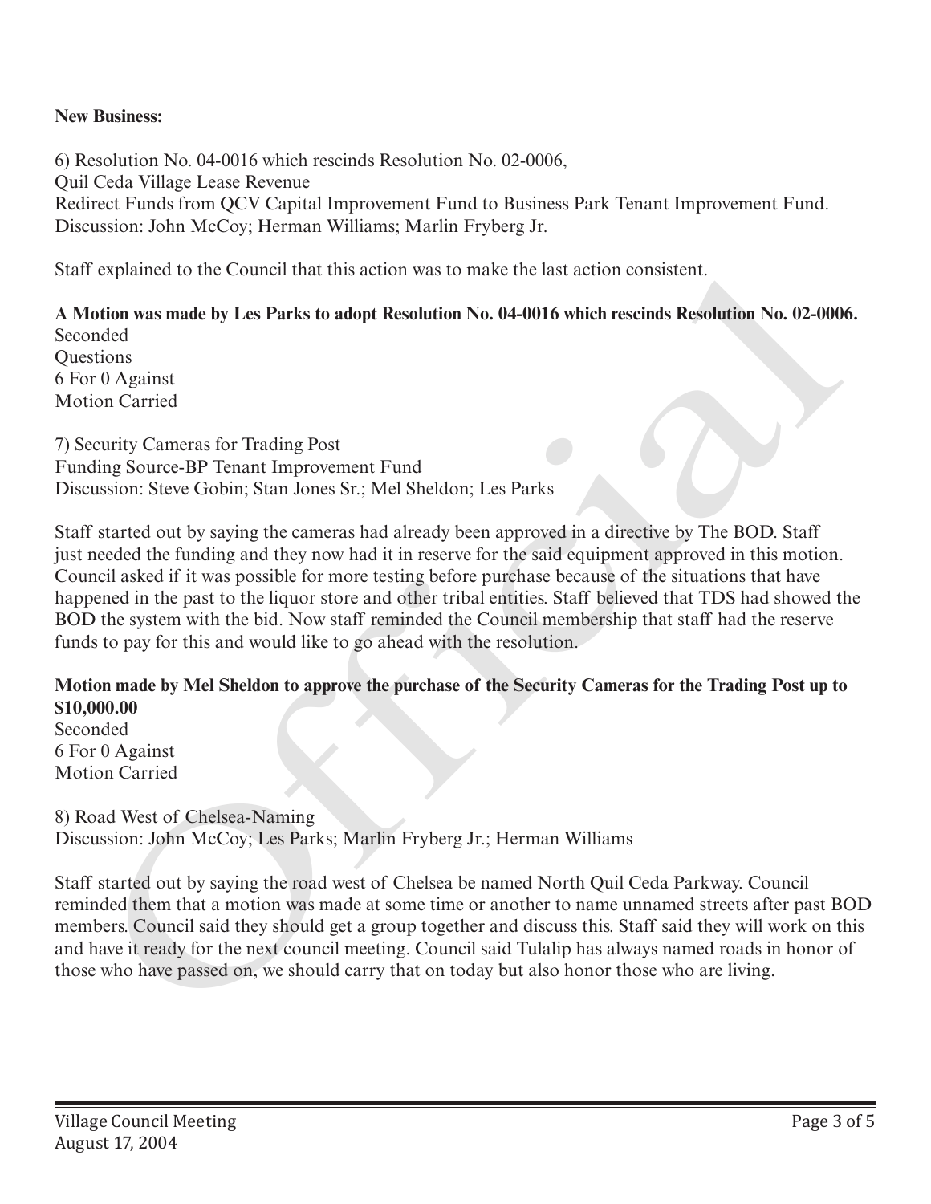**New Business:**

6) Resolution No. 04-0016 which rescinds Resolution No. 02-0006,
Quil Ceda Village Lease Revenue
Redirect Funds from QCV Capital Improvement Fund to Business Park Tenant Improvement Fund.
Discussion: John McCoy; Herman Williams; Marlin Fryberg Jr.

Staff explained to the Council that this action was to make the last action consistent.

**A Motion was made by Les Parks to adopt Resolution No. 04-0016 which rescinds Resolution No. 02-0006.**
Seconded
Questions
6 For 0 Against
Motion Carried

7) Security Cameras for Trading Post
Funding Source-BP Tenant Improvement Fund
Discussion: Steve Gobin; Stan Jones Sr.; Mel Sheldon; Les Parks

Staff started out by saying the cameras had already been approved in a directive by The BOD. Staff just needed the funding and they now had it in reserve for the said equipment approved in this motion. Council asked if it was possible for more testing before purchase because of the situations that have happened in the past to the liquor store and other tribal entities. Staff believed that TDS had showed the BOD the system with the bid. Now staff reminded the Council membership that staff had the reserve funds to pay for this and would like to go ahead with the resolution.

**Motion made by Mel Sheldon to approve the purchase of the Security Cameras for the Trading Post up to $10,000.00**
Seconded
6 For 0 Against
Motion Carried

8) Road West of Chelsea-Naming
Discussion: John McCoy; Les Parks; Marlin Fryberg Jr.; Herman Williams

Staff started out by saying the road west of Chelsea be named North Quil Ceda Parkway. Council reminded them that a motion was made at some time or another to name unnamed streets after past BOD members. Council said they should get a group together and discuss this. Staff said they will work on this and have it ready for the next council meeting. Council said Tulalip has always named roads in honor of those who have passed on, we should carry that on today but also honor those who are living.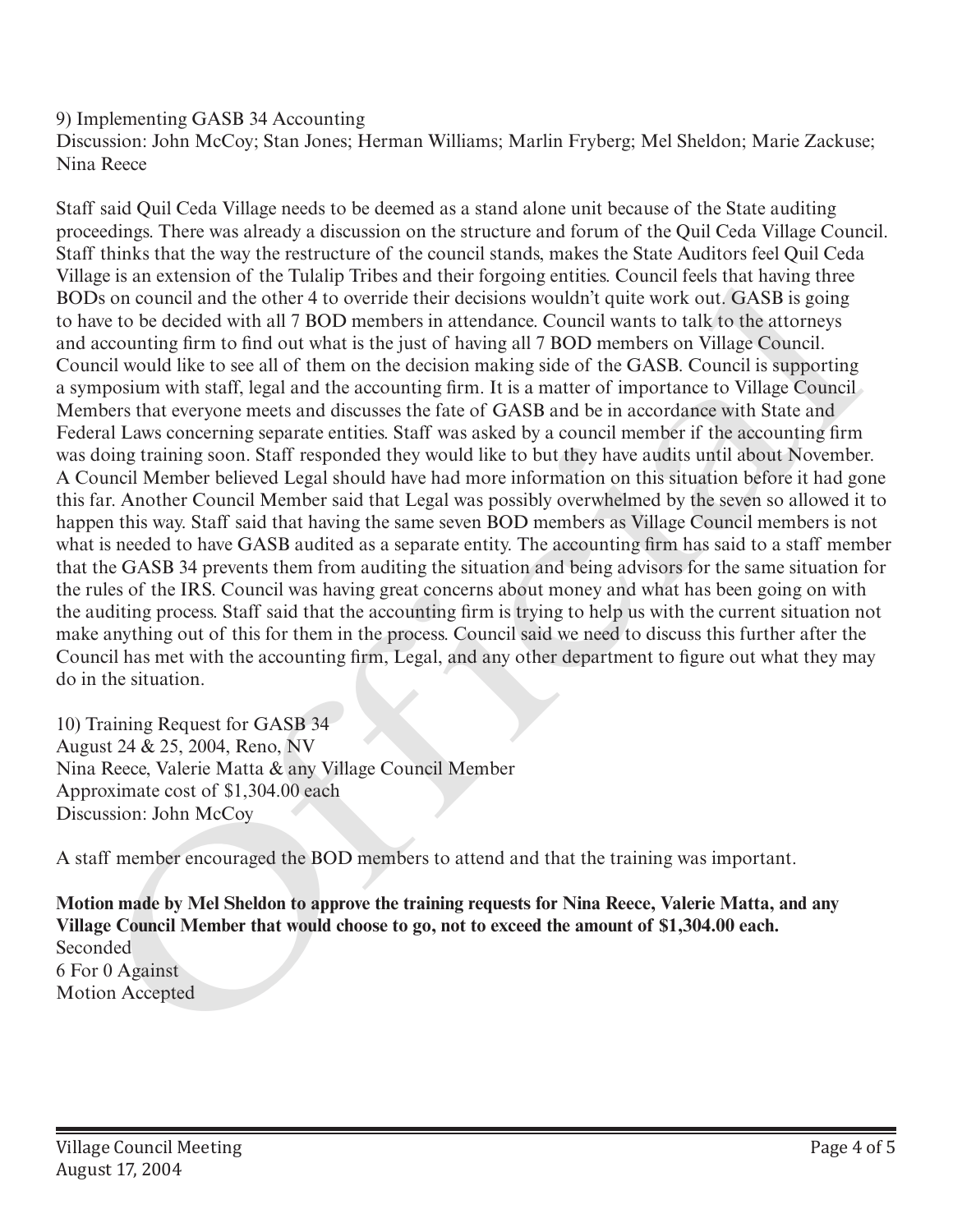9) Implementing GASB 34 Accounting
Discussion: John McCoy; Stan Jones; Herman Williams; Marlin Fryberg; Mel Sheldon; Marie Zackuse; Nina Reece

Staff said Quil Ceda Village needs to be deemed as a stand alone unit because of the State auditing proceedings. There was already a discussion on the structure and forum of the Quil Ceda Village Council. Staff thinks that the way the restructure of the council stands, makes the State Auditors feel Quil Ceda Village is an extension of the Tulalip Tribes and their forgoing entities. Council feels that having three BODs on council and the other 4 to override their decisions wouldn't quite work out. GASB is going to have to be decided with all 7 BOD members in attendance. Council wants to talk to the attorneys and accounting firm to find out what is the just of having all 7 BOD members on Village Council. Council would like to see all of them on the decision making side of the GASB. Council is supporting a symposium with staff, legal and the accounting firm. It is a matter of importance to Village Council Members that everyone meets and discusses the fate of GASB and be in accordance with State and Federal Laws concerning separate entities. Staff was asked by a council member if the accounting firm was doing training soon. Staff responded they would like to but they have audits until about November. A Council Member believed Legal should have had more information on this situation before it had gone this far. Another Council Member said that Legal was possibly overwhelmed by the seven so allowed it to happen this way. Staff said that having the same seven BOD members as Village Council members is not what is needed to have GASB audited as a separate entity. The accounting firm has said to a staff member that the GASB 34 prevents them from auditing the situation and being advisors for the same situation for the rules of the IRS. Council was having great concerns about money and what has been going on with the auditing process. Staff said that the accounting firm is trying to help us with the current situation not make anything out of this for them in the process. Council said we need to discuss this further after the Council has met with the accounting firm, Legal, and any other department to figure out what they may do in the situation.

10) Training Request for GASB 34
August 24 & 25, 2004, Reno, NV
Nina Reece, Valerie Matta & any Village Council Member
Approximate cost of $1,304.00 each
Discussion: John McCoy

A staff member encouraged the BOD members to attend and that the training was important.

**Motion made by Mel Sheldon to approve the training requests for Nina Reece, Valerie Matta, and any Village Council Member that would choose to go, not to exceed the amount of $1,304.00 each.**
Seconded
6 For 0 Against
Motion Accepted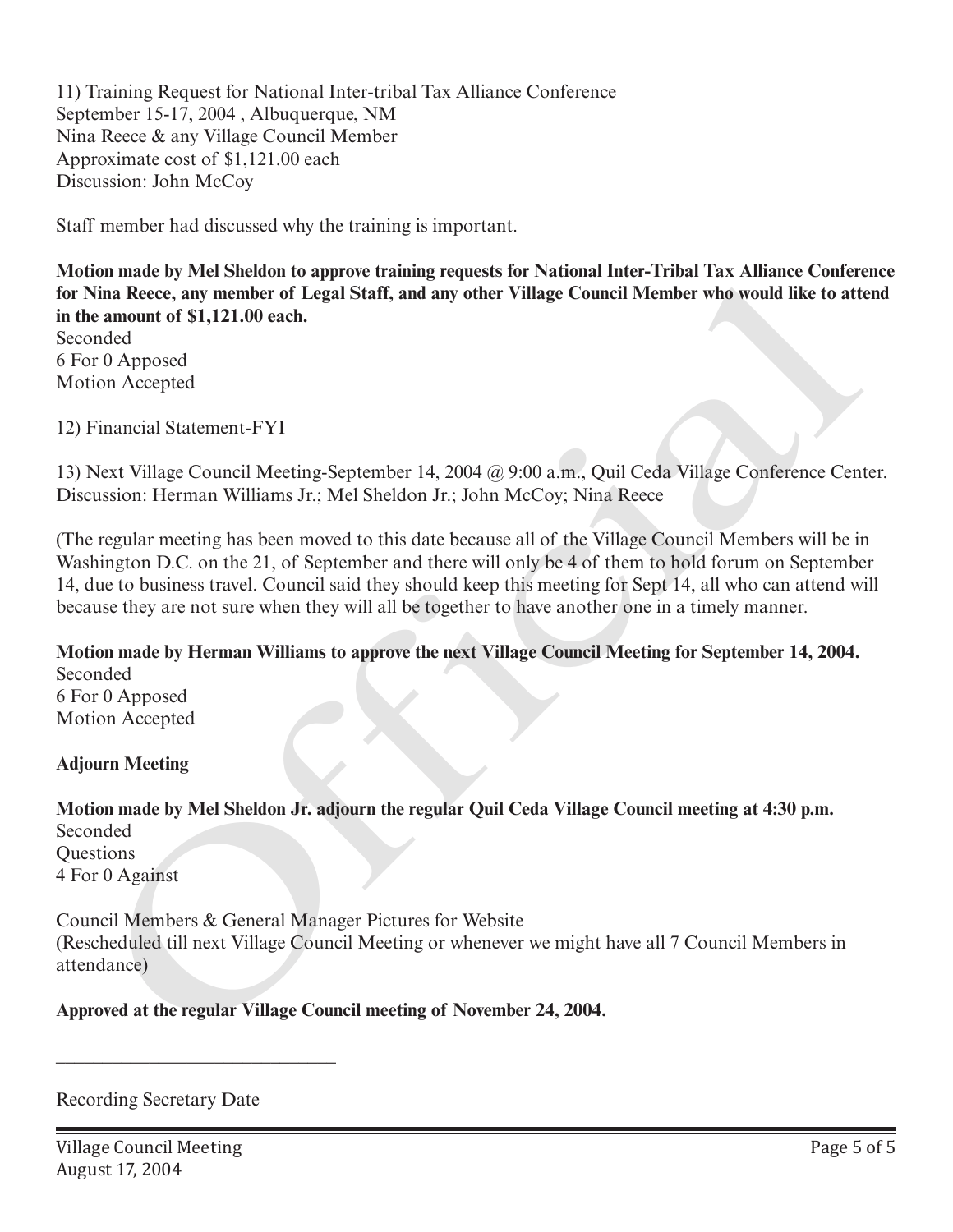11) Training Request for National Inter-tribal Tax Alliance Conference
September 15-17, 2004 , Albuquerque, NM
Nina Reece & any Village Council Member
Approximate cost of $1,121.00 each
Discussion: John McCoy

Staff member had discussed why the training is important.

**Motion made by Mel Sheldon to approve training requests for National Inter-Tribal Tax Alliance Conference for Nina Reece, any member of Legal Staff, and any other Village Council Member who would like to attend in the amount of $1,121.00 each.**
Seconded
6 For 0 Apposed
Motion Accepted

12) Financial Statement-FYI

13) Next Village Council Meeting-September 14, 2004 @ 9:00 a.m., Quil Ceda Village Conference Center.
Discussion: Herman Williams Jr.; Mel Sheldon Jr.; John McCoy; Nina Reece

(The regular meeting has been moved to this date because all of the Village Council Members will be in Washington D.C. on the 21, of September and there will only be 4 of them to hold forum on September 14, due to business travel. Council said they should keep this meeting for Sept 14, all who can attend will because they are not sure when they will all be together to have another one in a timely manner.

**Motion made by Herman Williams to approve the next Village Council Meeting for September 14, 2004.**
Seconded
6 For 0 Apposed
Motion Accepted

**Adjourn Meeting**

**Motion made by Mel Sheldon Jr. adjourn the regular Quil Ceda Village Council meeting at 4:30 p.m.**
Seconded
Questions
4 For 0 Against

Council Members & General Manager Pictures for Website
(Rescheduled till next Village Council Meeting or whenever we might have all 7 Council Members in attendance)

**Approved at the regular Village Council meeting of November 24, 2004.**

______________________________

Recording Secretary Date